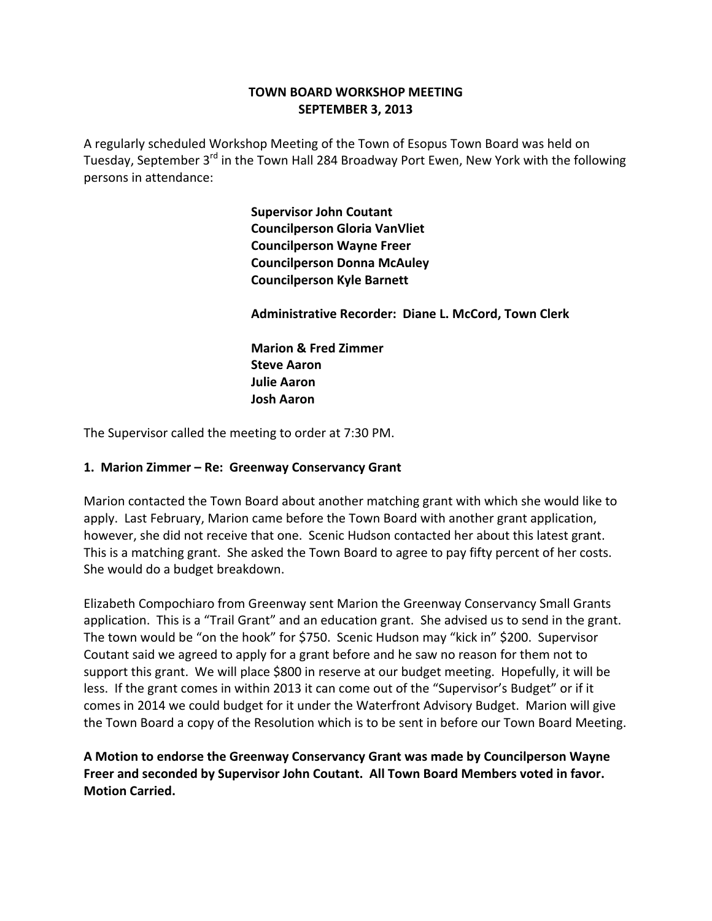**TOWN BOARD WORKSHOP MEETING**
**SEPTEMBER 3, 2013**

A regularly scheduled Workshop Meeting of the Town of Esopus Town Board was held on Tuesday, September 3rd in the Town Hall 284 Broadway Port Ewen, New York with the following persons in attendance:

**Supervisor John Coutant**
**Councilperson Gloria VanVliet**
**Councilperson Wayne Freer**
**Councilperson Donna McAuley**
**Councilperson Kyle Barnett**

**Administrative Recorder: Diane L. McCord, Town Clerk**

**Marion & Fred Zimmer**
**Steve Aaron**
**Julie Aaron**
**Josh Aaron**

The Supervisor called the meeting to order at 7:30 PM.

**1. Marion Zimmer – Re: Greenway Conservancy Grant**

Marion contacted the Town Board about another matching grant with which she would like to apply. Last February, Marion came before the Town Board with another grant application, however, she did not receive that one. Scenic Hudson contacted her about this latest grant. This is a matching grant. She asked the Town Board to agree to pay fifty percent of her costs. She would do a budget breakdown.

Elizabeth Compochiaro from Greenway sent Marion the Greenway Conservancy Small Grants application. This is a "Trail Grant" and an education grant. She advised us to send in the grant. The town would be "on the hook" for $750. Scenic Hudson may "kick in" $200. Supervisor Coutant said we agreed to apply for a grant before and he saw no reason for them not to support this grant. We will place $800 in reserve at our budget meeting. Hopefully, it will be less. If the grant comes in within 2013 it can come out of the "Supervisor's Budget" or if it comes in 2014 we could budget for it under the Waterfront Advisory Budget. Marion will give the Town Board a copy of the Resolution which is to be sent in before our Town Board Meeting.

**A Motion to endorse the Greenway Conservancy Grant was made by Councilperson Wayne Freer and seconded by Supervisor John Coutant. All Town Board Members voted in favor. Motion Carried.**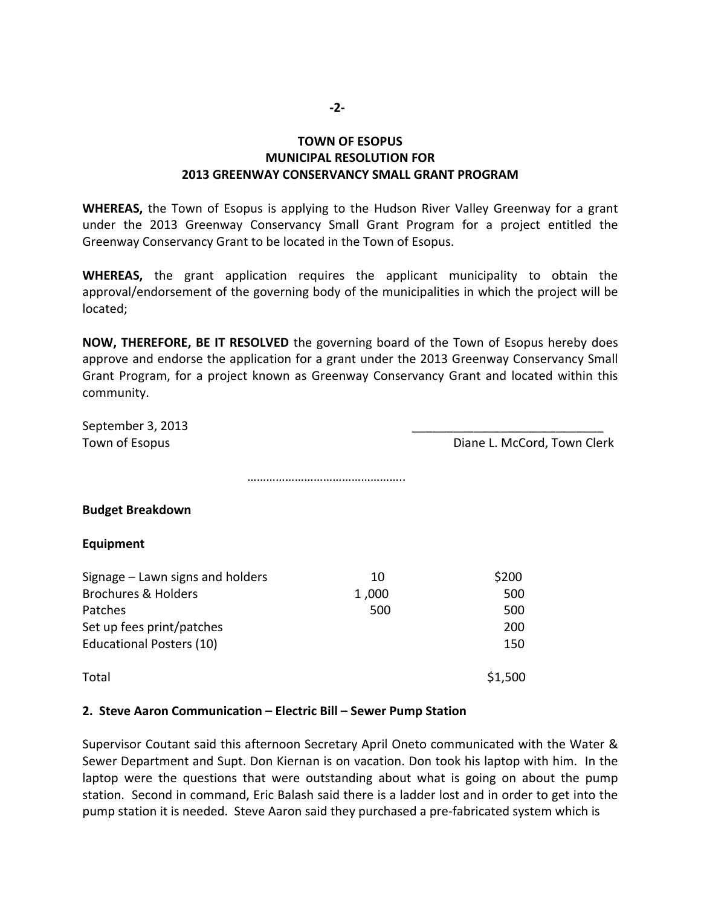**TOWN OF ESOPUS**
**MUNICIPAL RESOLUTION FOR**
**2013 GREENWAY CONSERVANCY SMALL GRANT PROGRAM**

**WHEREAS,** the Town of Esopus is applying to the Hudson River Valley Greenway for a grant under the 2013 Greenway Conservancy Small Grant Program for a project entitled the Greenway Conservancy Grant to be located in the Town of Esopus.

**WHEREAS,** the grant application requires the applicant municipality to obtain the approval/endorsement of the governing body of the municipalities in which the project will be located;

**NOW, THEREFORE, BE IT RESOLVED** the governing board of the Town of Esopus hereby does approve and endorse the application for a grant under the 2013 Greenway Conservancy Small Grant Program, for a project known as Greenway Conservancy Grant and located within this community.

September 3, 2013
Town of Esopus

\_\_\_\_\_\_\_\_\_\_\_\_\_\_\_\_\_\_\_\_\_\_\_\_\_\_\_\_
Diane L. McCord, Town Clerk

…………………………………………..

**Budget Breakdown**

**Equipment**

| | | |
|---|---|---|
| Signage – Lawn signs and holders | 10 | $200 |
| Brochures & Holders | 1,000 | 500 |
| Patches | 500 | 500 |
| Set up fees print/patches | | 200 |
| Educational Posters (10) | | 150 |
| Total | | $1,500 |

**2. Steve Aaron Communication – Electric Bill – Sewer Pump Station**

Supervisor Coutant said this afternoon Secretary April Oneto communicated with the Water & Sewer Department and Supt. Don Kiernan is on vacation. Don took his laptop with him. In the laptop were the questions that were outstanding about what is going on about the pump station. Second in command, Eric Balash said there is a ladder lost and in order to get into the pump station it is needed. Steve Aaron said they purchased a pre-fabricated system which is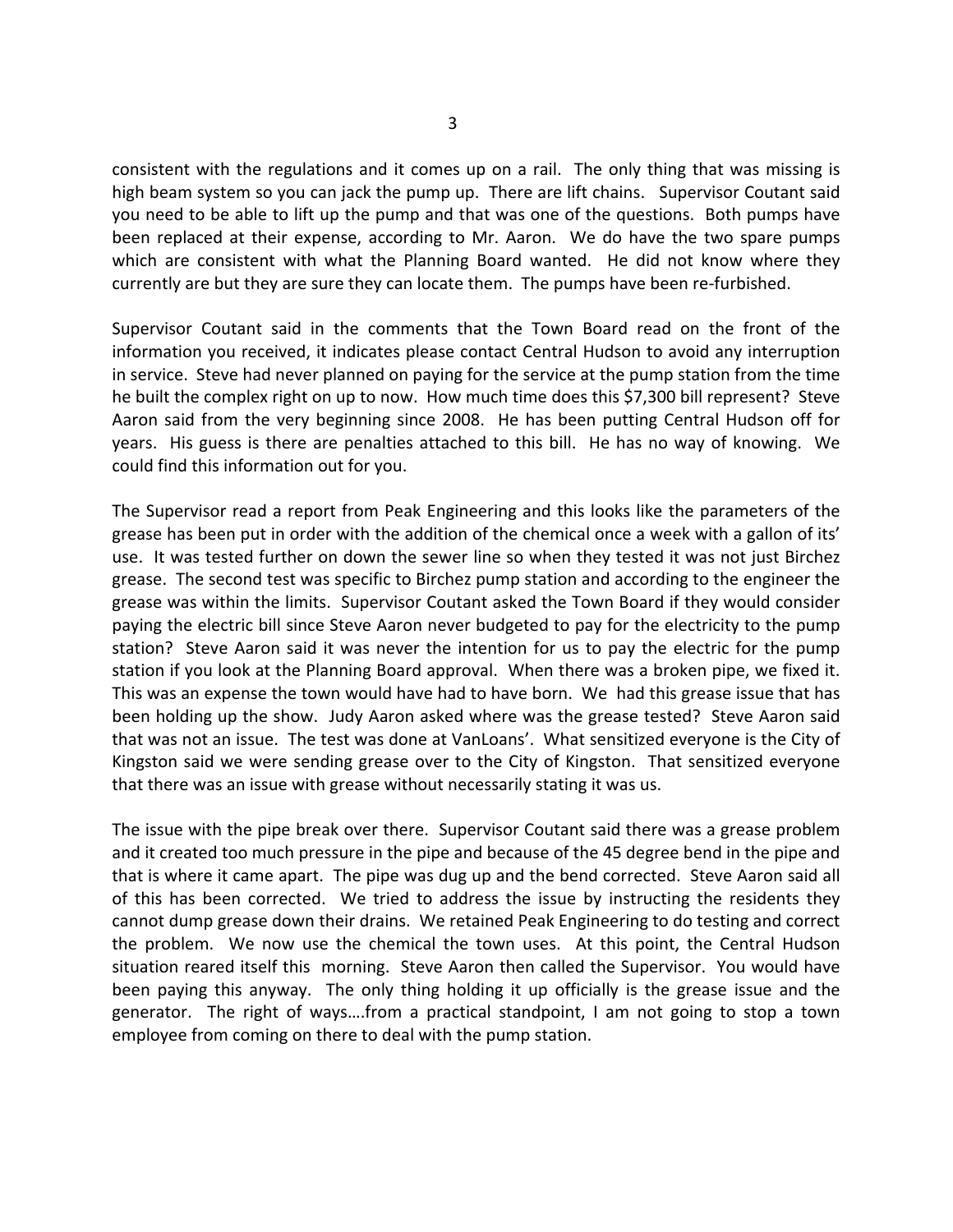consistent with the regulations and it comes up on a rail. The only thing that was missing is high beam system so you can jack the pump up. There are lift chains. Supervisor Coutant said you need to be able to lift up the pump and that was one of the questions. Both pumps have been replaced at their expense, according to Mr. Aaron. We do have the two spare pumps which are consistent with what the Planning Board wanted. He did not know where they currently are but they are sure they can locate them. The pumps have been re-furbished.

Supervisor Coutant said in the comments that the Town Board read on the front of the information you received, it indicates please contact Central Hudson to avoid any interruption in service. Steve had never planned on paying for the service at the pump station from the time he built the complex right on up to now. How much time does this $7,300 bill represent? Steve Aaron said from the very beginning since 2008. He has been putting Central Hudson off for years. His guess is there are penalties attached to this bill. He has no way of knowing. We could find this information out for you.

The Supervisor read a report from Peak Engineering and this looks like the parameters of the grease has been put in order with the addition of the chemical once a week with a gallon of its' use. It was tested further on down the sewer line so when they tested it was not just Birchez grease. The second test was specific to Birchez pump station and according to the engineer the grease was within the limits. Supervisor Coutant asked the Town Board if they would consider paying the electric bill since Steve Aaron never budgeted to pay for the electricity to the pump station? Steve Aaron said it was never the intention for us to pay the electric for the pump station if you look at the Planning Board approval. When there was a broken pipe, we fixed it. This was an expense the town would have had to have born. We had this grease issue that has been holding up the show. Judy Aaron asked where was the grease tested? Steve Aaron said that was not an issue. The test was done at VanLoans'. What sensitized everyone is the City of Kingston said we were sending grease over to the City of Kingston. That sensitized everyone that there was an issue with grease without necessarily stating it was us.

The issue with the pipe break over there. Supervisor Coutant said there was a grease problem and it created too much pressure in the pipe and because of the 45 degree bend in the pipe and that is where it came apart. The pipe was dug up and the bend corrected. Steve Aaron said all of this has been corrected. We tried to address the issue by instructing the residents they cannot dump grease down their drains. We retained Peak Engineering to do testing and correct the problem. We now use the chemical the town uses. At this point, the Central Hudson situation reared itself this morning. Steve Aaron then called the Supervisor. You would have been paying this anyway. The only thing holding it up officially is the grease issue and the generator. The right of ways….from a practical standpoint, I am not going to stop a town employee from coming on there to deal with the pump station.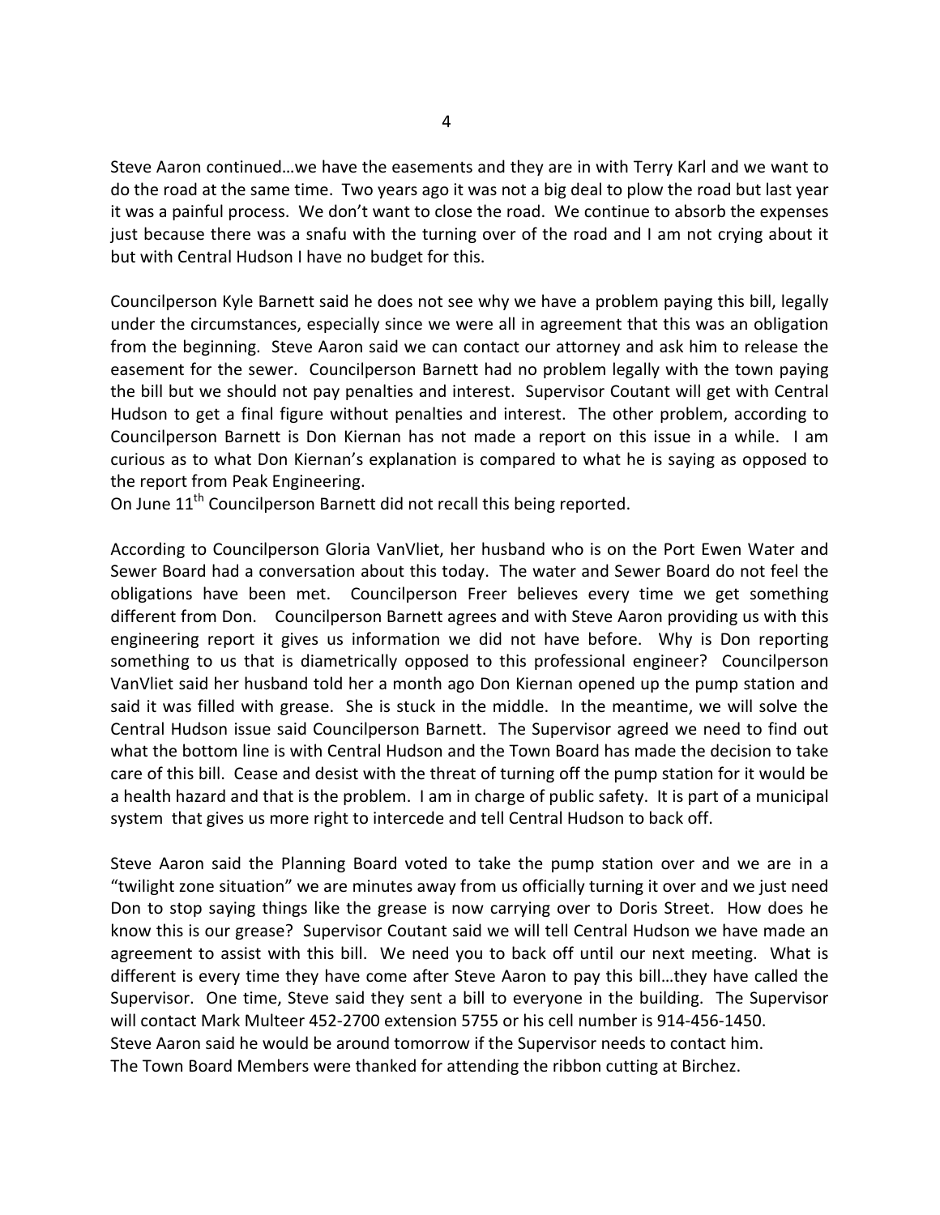Steve Aaron continued…we have the easements and they are in with Terry Karl and we want to do the road at the same time. Two years ago it was not a big deal to plow the road but last year it was a painful process. We don't want to close the road. We continue to absorb the expenses just because there was a snafu with the turning over of the road and I am not crying about it but with Central Hudson I have no budget for this.

Councilperson Kyle Barnett said he does not see why we have a problem paying this bill, legally under the circumstances, especially since we were all in agreement that this was an obligation from the beginning. Steve Aaron said we can contact our attorney and ask him to release the easement for the sewer. Councilperson Barnett had no problem legally with the town paying the bill but we should not pay penalties and interest. Supervisor Coutant will get with Central Hudson to get a final figure without penalties and interest. The other problem, according to Councilperson Barnett is Don Kiernan has not made a report on this issue in a while. I am curious as to what Don Kiernan's explanation is compared to what he is saying as opposed to the report from Peak Engineering.
On June 11th Councilperson Barnett did not recall this being reported.

According to Councilperson Gloria VanVliet, her husband who is on the Port Ewen Water and Sewer Board had a conversation about this today. The water and Sewer Board do not feel the obligations have been met. Councilperson Freer believes every time we get something different from Don. Councilperson Barnett agrees and with Steve Aaron providing us with this engineering report it gives us information we did not have before. Why is Don reporting something to us that is diametrically opposed to this professional engineer? Councilperson VanVliet said her husband told her a month ago Don Kiernan opened up the pump station and said it was filled with grease. She is stuck in the middle. In the meantime, we will solve the Central Hudson issue said Councilperson Barnett. The Supervisor agreed we need to find out what the bottom line is with Central Hudson and the Town Board has made the decision to take care of this bill. Cease and desist with the threat of turning off the pump station for it would be a health hazard and that is the problem. I am in charge of public safety. It is part of a municipal system that gives us more right to intercede and tell Central Hudson to back off.

Steve Aaron said the Planning Board voted to take the pump station over and we are in a "twilight zone situation" we are minutes away from us officially turning it over and we just need Don to stop saying things like the grease is now carrying over to Doris Street. How does he know this is our grease? Supervisor Coutant said we will tell Central Hudson we have made an agreement to assist with this bill. We need you to back off until our next meeting. What is different is every time they have come after Steve Aaron to pay this bill…they have called the Supervisor. One time, Steve said they sent a bill to everyone in the building. The Supervisor will contact Mark Multeer 452-2700 extension 5755 or his cell number is 914-456-1450.
Steve Aaron said he would be around tomorrow if the Supervisor needs to contact him.
The Town Board Members were thanked for attending the ribbon cutting at Birchez.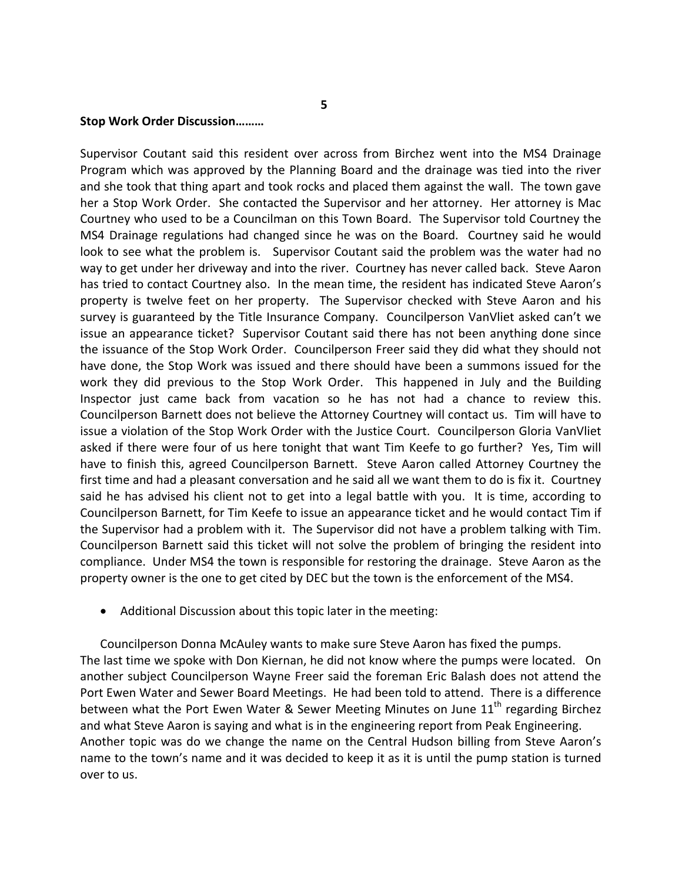**Stop Work Order Discussion………**

Supervisor Coutant said this resident over across from Birchez went into the MS4 Drainage Program which was approved by the Planning Board and the drainage was tied into the river and she took that thing apart and took rocks and placed them against the wall. The town gave her a Stop Work Order. She contacted the Supervisor and her attorney. Her attorney is Mac Courtney who used to be a Councilman on this Town Board. The Supervisor told Courtney the MS4 Drainage regulations had changed since he was on the Board. Courtney said he would look to see what the problem is. Supervisor Coutant said the problem was the water had no way to get under her driveway and into the river. Courtney has never called back. Steve Aaron has tried to contact Courtney also. In the mean time, the resident has indicated Steve Aaron's property is twelve feet on her property. The Supervisor checked with Steve Aaron and his survey is guaranteed by the Title Insurance Company. Councilperson VanVliet asked can't we issue an appearance ticket? Supervisor Coutant said there has not been anything done since the issuance of the Stop Work Order. Councilperson Freer said they did what they should not have done, the Stop Work was issued and there should have been a summons issued for the work they did previous to the Stop Work Order. This happened in July and the Building Inspector just came back from vacation so he has not had a chance to review this. Councilperson Barnett does not believe the Attorney Courtney will contact us. Tim will have to issue a violation of the Stop Work Order with the Justice Court. Councilperson Gloria VanVliet asked if there were four of us here tonight that want Tim Keefe to go further? Yes, Tim will have to finish this, agreed Councilperson Barnett. Steve Aaron called Attorney Courtney the first time and had a pleasant conversation and he said all we want them to do is fix it. Courtney said he has advised his client not to get into a legal battle with you. It is time, according to Councilperson Barnett, for Tim Keefe to issue an appearance ticket and he would contact Tim if the Supervisor had a problem with it. The Supervisor did not have a problem talking with Tim. Councilperson Barnett said this ticket will not solve the problem of bringing the resident into compliance. Under MS4 the town is responsible for restoring the drainage. Steve Aaron as the property owner is the one to get cited by DEC but the town is the enforcement of the MS4.

- Additional Discussion about this topic later in the meeting:

Councilperson Donna McAuley wants to make sure Steve Aaron has fixed the pumps. The last time we spoke with Don Kiernan, he did not know where the pumps were located. On another subject Councilperson Wayne Freer said the foreman Eric Balash does not attend the Port Ewen Water and Sewer Board Meetings. He had been told to attend. There is a difference between what the Port Ewen Water & Sewer Meeting Minutes on June 11th regarding Birchez and what Steve Aaron is saying and what is in the engineering report from Peak Engineering. Another topic was do we change the name on the Central Hudson billing from Steve Aaron's name to the town's name and it was decided to keep it as it is until the pump station is turned over to us.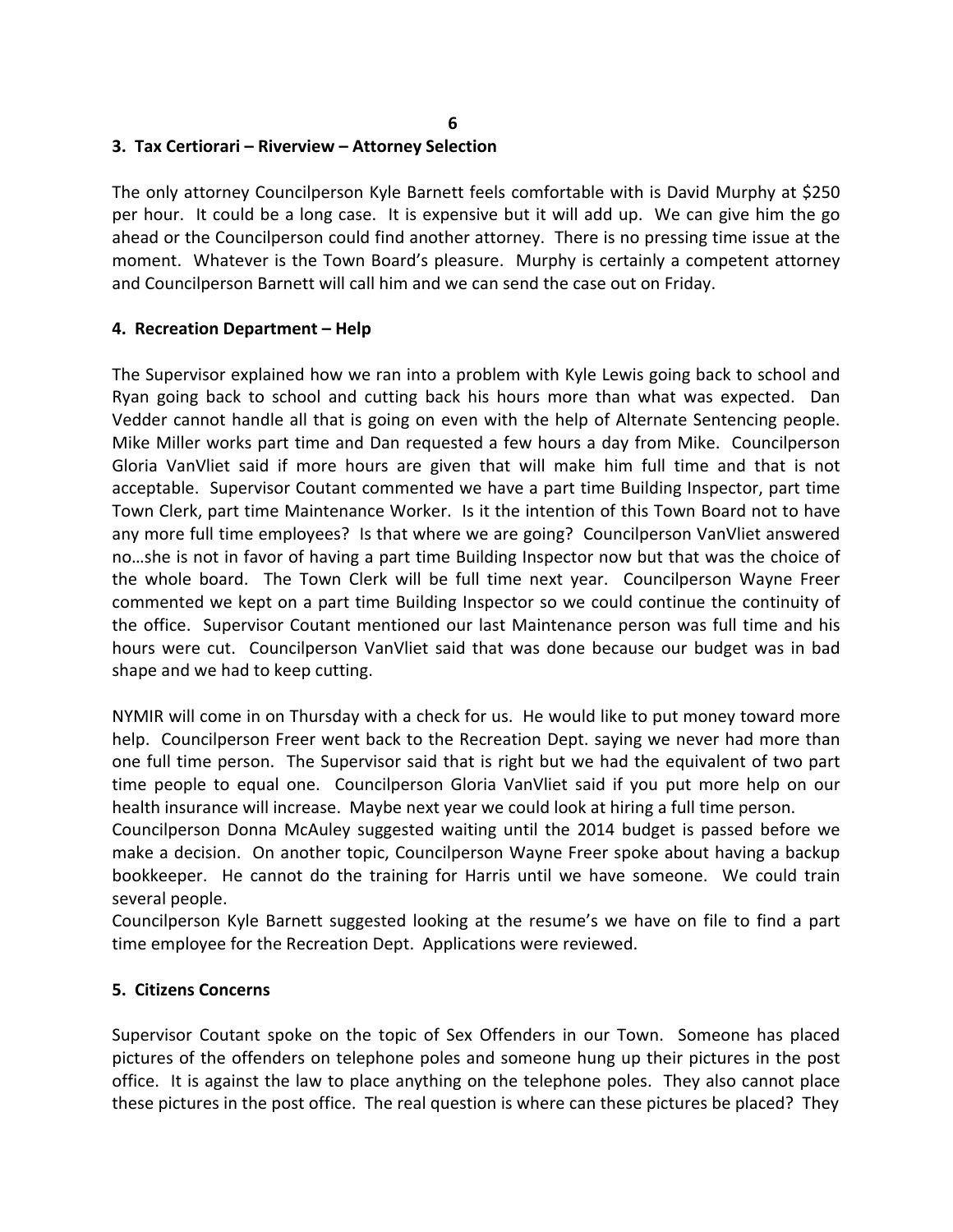**3. Tax Certiorari – Riverview – Attorney Selection**

The only attorney Councilperson Kyle Barnett feels comfortable with is David Murphy at $250 per hour. It could be a long case. It is expensive but it will add up. We can give him the go ahead or the Councilperson could find another attorney. There is no pressing time issue at the moment. Whatever is the Town Board's pleasure. Murphy is certainly a competent attorney and Councilperson Barnett will call him and we can send the case out on Friday.

**4. Recreation Department – Help**

The Supervisor explained how we ran into a problem with Kyle Lewis going back to school and Ryan going back to school and cutting back his hours more than what was expected. Dan Vedder cannot handle all that is going on even with the help of Alternate Sentencing people. Mike Miller works part time and Dan requested a few hours a day from Mike. Councilperson Gloria VanVliet said if more hours are given that will make him full time and that is not acceptable. Supervisor Coutant commented we have a part time Building Inspector, part time Town Clerk, part time Maintenance Worker. Is it the intention of this Town Board not to have any more full time employees? Is that where we are going? Councilperson VanVliet answered no…she is not in favor of having a part time Building Inspector now but that was the choice of the whole board. The Town Clerk will be full time next year. Councilperson Wayne Freer commented we kept on a part time Building Inspector so we could continue the continuity of the office. Supervisor Coutant mentioned our last Maintenance person was full time and his hours were cut. Councilperson VanVliet said that was done because our budget was in bad shape and we had to keep cutting.

NYMIR will come in on Thursday with a check for us. He would like to put money toward more help. Councilperson Freer went back to the Recreation Dept. saying we never had more than one full time person. The Supervisor said that is right but we had the equivalent of two part time people to equal one. Councilperson Gloria VanVliet said if you put more help on our health insurance will increase. Maybe next year we could look at hiring a full time person.
Councilperson Donna McAuley suggested waiting until the 2014 budget is passed before we make a decision. On another topic, Councilperson Wayne Freer spoke about having a backup bookkeeper. He cannot do the training for Harris until we have someone. We could train several people.
Councilperson Kyle Barnett suggested looking at the resume's we have on file to find a part time employee for the Recreation Dept. Applications were reviewed.

**5. Citizens Concerns**

Supervisor Coutant spoke on the topic of Sex Offenders in our Town. Someone has placed pictures of the offenders on telephone poles and someone hung up their pictures in the post office. It is against the law to place anything on the telephone poles. They also cannot place these pictures in the post office. The real question is where can these pictures be placed? They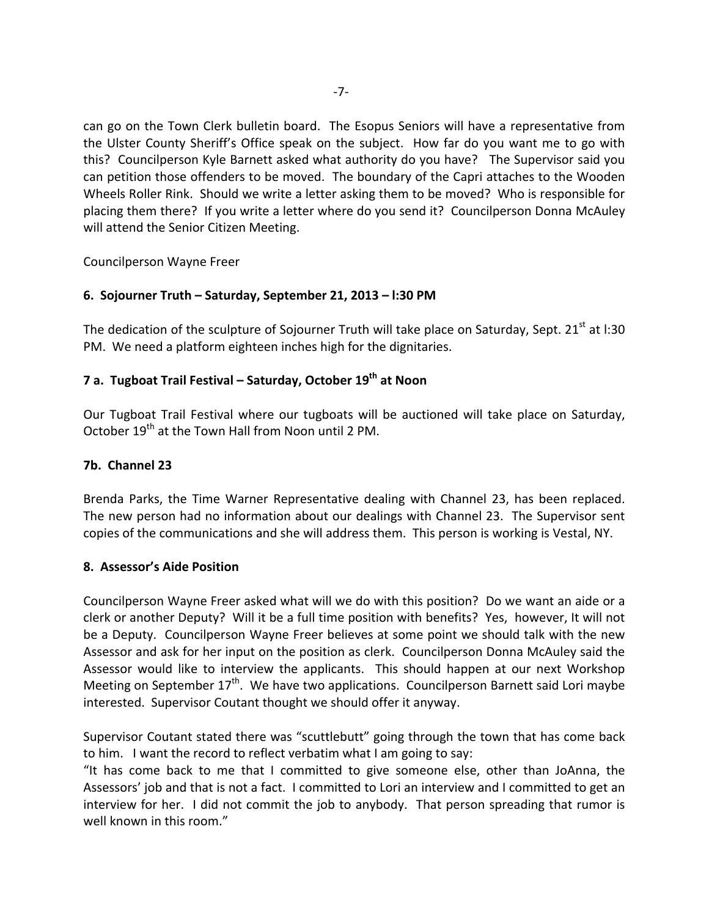can go on the Town Clerk bulletin board. The Esopus Seniors will have a representative from the Ulster County Sheriff's Office speak on the subject. How far do you want me to go with this? Councilperson Kyle Barnett asked what authority do you have? The Supervisor said you can petition those offenders to be moved. The boundary of the Capri attaches to the Wooden Wheels Roller Rink. Should we write a letter asking them to be moved? Who is responsible for placing them there? If you write a letter where do you send it? Councilperson Donna McAuley will attend the Senior Citizen Meeting.

Councilperson Wayne Freer

**6. Sojourner Truth – Saturday, September 21, 2013 – l:30 PM**

The dedication of the sculpture of Sojourner Truth will take place on Saturday, Sept. 21st at l:30 PM. We need a platform eighteen inches high for the dignitaries.

**7 a. Tugboat Trail Festival – Saturday, October 19th at Noon**

Our Tugboat Trail Festival where our tugboats will be auctioned will take place on Saturday, October 19th at the Town Hall from Noon until 2 PM.

**7b. Channel 23**

Brenda Parks, the Time Warner Representative dealing with Channel 23, has been replaced. The new person had no information about our dealings with Channel 23. The Supervisor sent copies of the communications and she will address them. This person is working is Vestal, NY.

**8. Assessor's Aide Position**

Councilperson Wayne Freer asked what will we do with this position? Do we want an aide or a clerk or another Deputy? Will it be a full time position with benefits? Yes, however, It will not be a Deputy. Councilperson Wayne Freer believes at some point we should talk with the new Assessor and ask for her input on the position as clerk. Councilperson Donna McAuley said the Assessor would like to interview the applicants. This should happen at our next Workshop Meeting on September 17th. We have two applications. Councilperson Barnett said Lori maybe interested. Supervisor Coutant thought we should offer it anyway.

Supervisor Coutant stated there was "scuttlebutt" going through the town that has come back to him. I want the record to reflect verbatim what I am going to say:
"It has come back to me that I committed to give someone else, other than JoAnna, the Assessors' job and that is not a fact. I committed to Lori an interview and I committed to get an interview for her. I did not commit the job to anybody. That person spreading that rumor is well known in this room."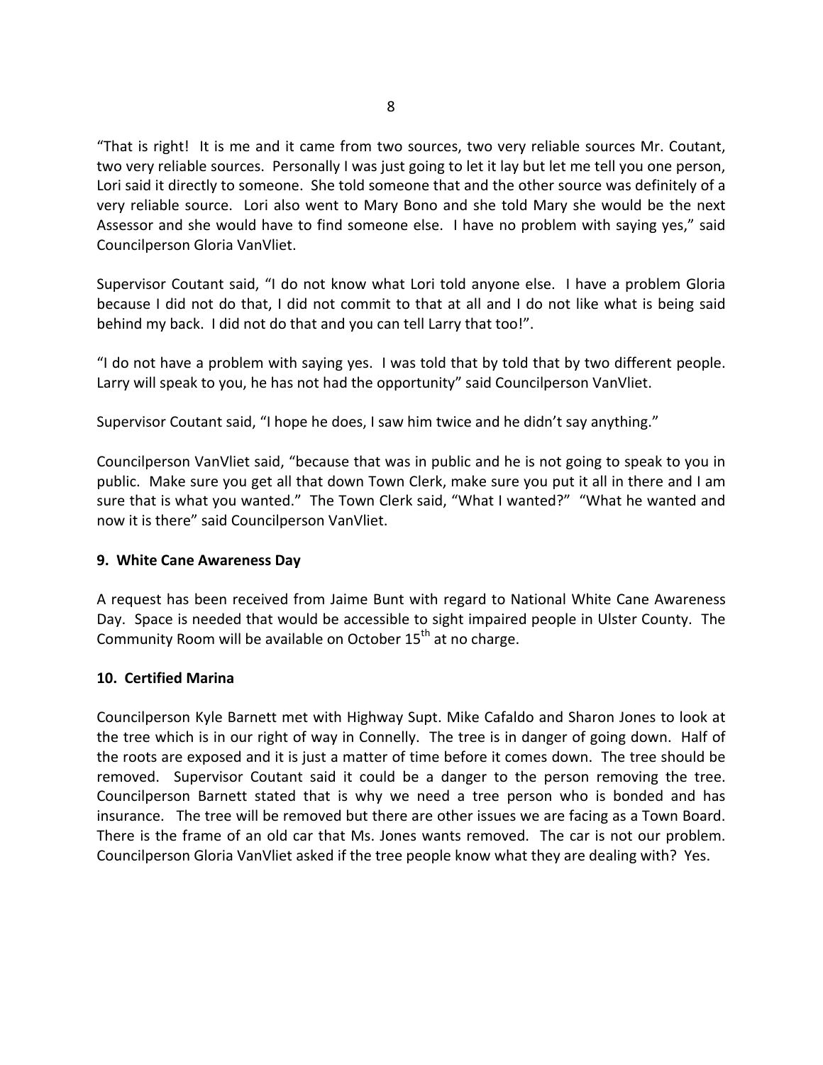"That is right! It is me and it came from two sources, two very reliable sources Mr. Coutant, two very reliable sources. Personally I was just going to let it lay but let me tell you one person, Lori said it directly to someone. She told someone that and the other source was definitely of a very reliable source. Lori also went to Mary Bono and she told Mary she would be the next Assessor and she would have to find someone else. I have no problem with saying yes," said Councilperson Gloria VanVliet.

Supervisor Coutant said, "I do not know what Lori told anyone else. I have a problem Gloria because I did not do that, I did not commit to that at all and I do not like what is being said behind my back. I did not do that and you can tell Larry that too!".

"I do not have a problem with saying yes. I was told that by told that by two different people. Larry will speak to you, he has not had the opportunity" said Councilperson VanVliet.

Supervisor Coutant said, "I hope he does, I saw him twice and he didn't say anything."

Councilperson VanVliet said, "because that was in public and he is not going to speak to you in public. Make sure you get all that down Town Clerk, make sure you put it all in there and I am sure that is what you wanted." The Town Clerk said, "What I wanted?" "What he wanted and now it is there" said Councilperson VanVliet.

**9. White Cane Awareness Day**

A request has been received from Jaime Bunt with regard to National White Cane Awareness Day. Space is needed that would be accessible to sight impaired people in Ulster County. The Community Room will be available on October 15th at no charge.

**10. Certified Marina**

Councilperson Kyle Barnett met with Highway Supt. Mike Cafaldo and Sharon Jones to look at the tree which is in our right of way in Connelly. The tree is in danger of going down. Half of the roots are exposed and it is just a matter of time before it comes down. The tree should be removed. Supervisor Coutant said it could be a danger to the person removing the tree. Councilperson Barnett stated that is why we need a tree person who is bonded and has insurance. The tree will be removed but there are other issues we are facing as a Town Board. There is the frame of an old car that Ms. Jones wants removed. The car is not our problem. Councilperson Gloria VanVliet asked if the tree people know what they are dealing with? Yes.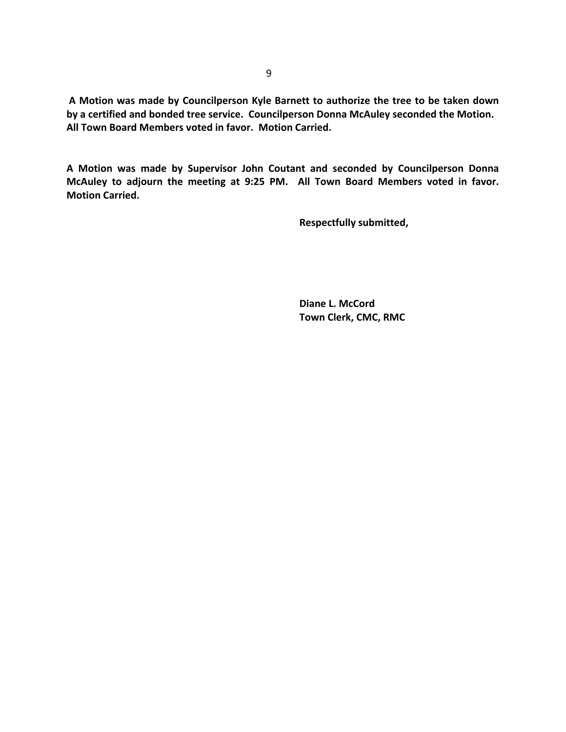**A Motion was made by Councilperson Kyle Barnett to authorize the tree to be taken down by a certified and bonded tree service. Councilperson Donna McAuley seconded the Motion. All Town Board Members voted in favor. Motion Carried.**

**A Motion was made by Supervisor John Coutant and seconded by Councilperson Donna McAuley to adjourn the meeting at 9:25 PM. All Town Board Members voted in favor. Motion Carried.**

**Respectfully submitted,**

**Diane L. McCord**
**Town Clerk, CMC, RMC**